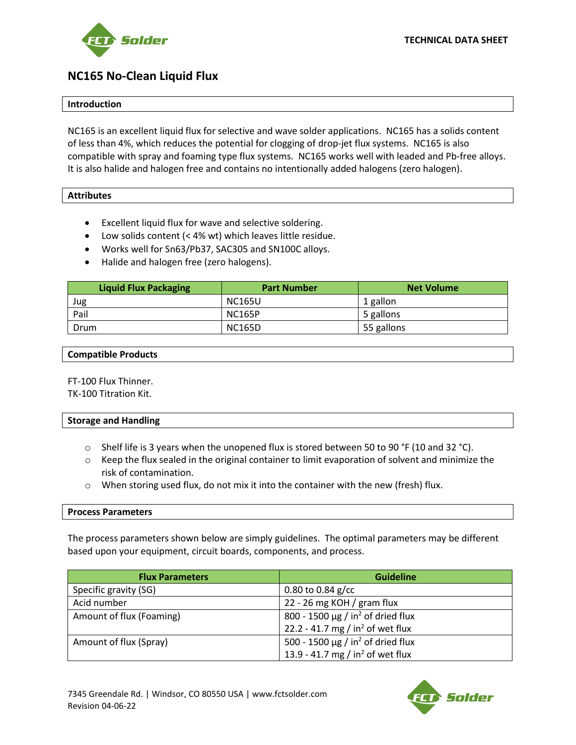TECHNICAL DATA SHEET

# NC165 No-Clean Liquid Flux

## Introduction

NC165 is an excellent liquid flux for selective and wave solder applications. NC165 has a solids content of less than 4%, which reduces the potential for clogging of drop-jet flux systems. NC165 is also compatible with spray and foaming type flux systems. NC165 works well with leaded and Pb-free alloys. It is also halide and halogen free and contains no intentionally added halogens (zero halogen).

## Attributes

- Excellent liquid flux for wave and selective soldering.
- Low solids content (< 4% wt) which leaves little residue.
- Works well for Sn63/Pb37, SAC305 and SN100C alloys.
- Halide and halogen free (zero halogens).

| Liquid Flux Packaging | Part Number | Net Volume |
| --- | --- | --- |
| Jug | NC165U | 1 gallon |
| Pail | NC165P | 5 gallons |
| Drum | NC165D | 55 gallons |

## Compatible Products

FT-100 Flux Thinner.
TK-100 Titration Kit.

## Storage and Handling

- Shelf life is 3 years when the unopened flux is stored between 50 to 90 °F (10 and 32 °C).
- Keep the flux sealed in the original container to limit evaporation of solvent and minimize the risk of contamination.
- When storing used flux, do not mix it into the container with the new (fresh) flux.

## Process Parameters

The process parameters shown below are simply guidelines. The optimal parameters may be different based upon your equipment, circuit boards, components, and process.

| Flux Parameters | Guideline |
| --- | --- |
| Specific gravity (SG) | 0.80 to 0.84 g/cc |
| Acid number | 22 - 26 mg KOH / gram flux |
| Amount of flux (Foaming) | 800 - 1500 µg / in$^2$ of dried flux<br>22.2 - 41.7 mg / in$^2$ of wet flux |
| Amount of flux (Spray) | 500 - 1500 µg / in$^2$ of dried flux<br>13.9 - 41.7 mg / in$^2$ of wet flux |

7345 Greendale Rd. | Windsor, CO 80550 USA | www.fctsolder.com
Revision 04-06-22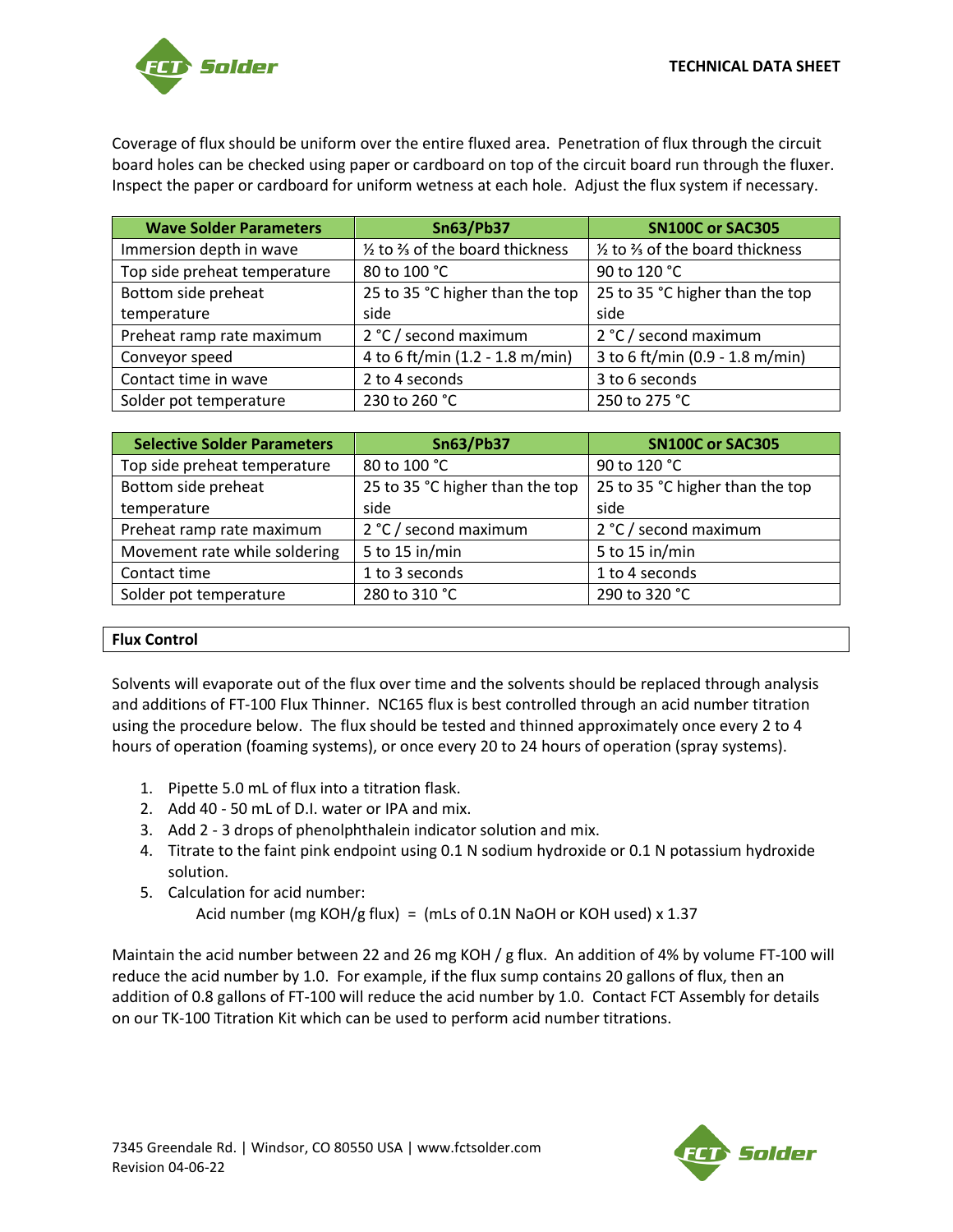Coverage of flux should be uniform over the entire fluxed area. Penetration of flux through the circuit board holes can be checked using paper or cardboard on top of the circuit board run through the fluxer. Inspect the paper or cardboard for uniform wetness at each hole. Adjust the flux system if necessary.

| Wave Solder Parameters | Sn63/Pb37 | SN100C or SAC305 |
|---|---|---|
| Immersion depth in wave | ½ to ⅔ of the board thickness | ½ to ⅔ of the board thickness |
| Top side preheat temperature | 80 to 100 °C | 90 to 120 °C |
| Bottom side preheat temperature | 25 to 35 °C higher than the top side | 25 to 35 °C higher than the top side |
| Preheat ramp rate maximum | 2 °C / second maximum | 2 °C / second maximum |
| Conveyor speed | 4 to 6 ft/min (1.2 - 1.8 m/min) | 3 to 6 ft/min (0.9 - 1.8 m/min) |
| Contact time in wave | 2 to 4 seconds | 3 to 6 seconds |
| Solder pot temperature | 230 to 260 °C | 250 to 275 °C |

| Selective Solder Parameters | Sn63/Pb37 | SN100C or SAC305 |
|---|---|---|
| Top side preheat temperature | 80 to 100 °C | 90 to 120 °C |
| Bottom side preheat temperature | 25 to 35 °C higher than the top side | 25 to 35 °C higher than the top side |
| Preheat ramp rate maximum | 2 °C / second maximum | 2 °C / second maximum |
| Movement rate while soldering | 5 to 15 in/min | 5 to 15 in/min |
| Contact time | 1 to 3 seconds | 1 to 4 seconds |
| Solder pot temperature | 280 to 310 °C | 290 to 320 °C |

## Flux Control

Solvents will evaporate out of the flux over time and the solvents should be replaced through analysis and additions of FT-100 Flux Thinner. NC165 flux is best controlled through an acid number titration using the procedure below. The flux should be tested and thinned approximately once every 2 to 4 hours of operation (foaming systems), or once every 20 to 24 hours of operation (spray systems).

1. Pipette 5.0 mL of flux into a titration flask.
2. Add 40 - 50 mL of D.I. water or IPA and mix.
3. Add 2 - 3 drops of phenolphthalein indicator solution and mix.
4. Titrate to the faint pink endpoint using 0.1 N sodium hydroxide or 0.1 N potassium hydroxide solution.
5. Calculation for acid number:
   Acid number (mg KOH/g flux) = (mLs of 0.1N NaOH or KOH used) x 1.37

Maintain the acid number between 22 and 26 mg KOH / g flux. An addition of 4% by volume FT-100 will reduce the acid number by 1.0. For example, if the flux sump contains 20 gallons of flux, then an addition of 0.8 gallons of FT-100 will reduce the acid number by 1.0. Contact FCT Assembly for details on our TK-100 Titration Kit which can be used to perform acid number titrations.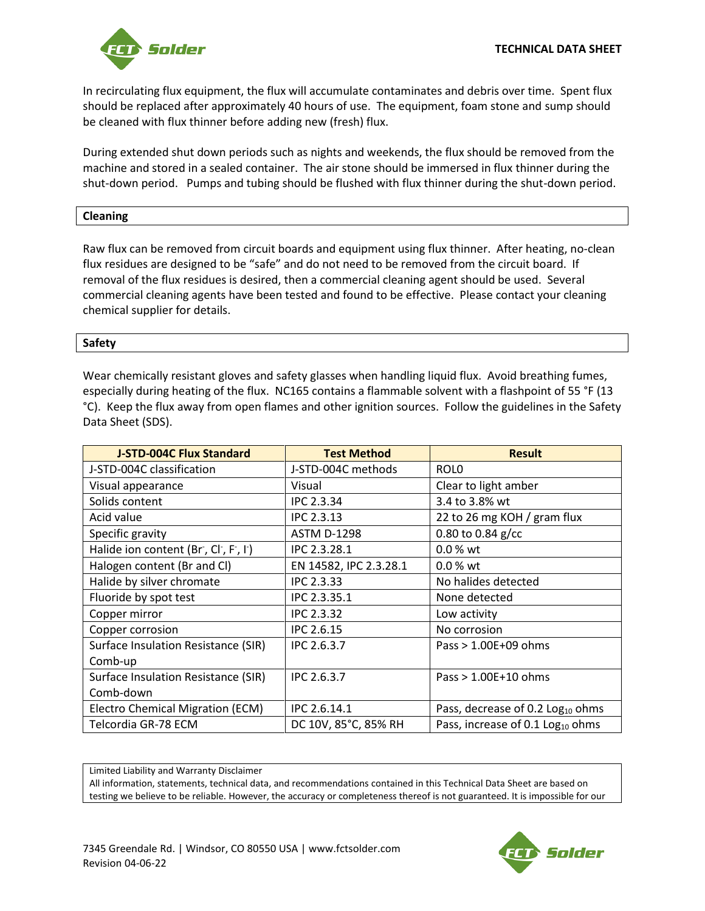In recirculating flux equipment, the flux will accumulate contaminates and debris over time. Spent flux should be replaced after approximately 40 hours of use. The equipment, foam stone and sump should be cleaned with flux thinner before adding new (fresh) flux.

During extended shut down periods such as nights and weekends, the flux should be removed from the machine and stored in a sealed container. The air stone should be immersed in flux thinner during the shut-down period. Pumps and tubing should be flushed with flux thinner during the shut-down period.

## Cleaning

Raw flux can be removed from circuit boards and equipment using flux thinner. After heating, no-clean flux residues are designed to be "safe" and do not need to be removed from the circuit board. If removal of the flux residues is desired, then a commercial cleaning agent should be used. Several commercial cleaning agents have been tested and found to be effective. Please contact your cleaning chemical supplier for details.

## Safety

Wear chemically resistant gloves and safety glasses when handling liquid flux. Avoid breathing fumes, especially during heating of the flux. NC165 contains a flammable solvent with a flashpoint of 55 °F (13 °C). Keep the flux away from open flames and other ignition sources. Follow the guidelines in the Safety Data Sheet (SDS).

| J-STD-004C Flux Standard | Test Method | Result |
|---|---|---|
| J-STD-004C classification | J-STD-004C methods | ROL0 |
| Visual appearance | Visual | Clear to light amber |
| Solids content | IPC 2.3.34 | 3.4 to 3.8% wt |
| Acid value | IPC 2.3.13 | 22 to 26 mg KOH / gram flux |
| Specific gravity | ASTM D-1298 | 0.80 to 0.84 g/cc |
| Halide ion content ($Br^-$, $Cl^-$, $F^-$, $I^-$) | IPC 2.3.28.1 | 0.0 % wt |
| Halogen content (Br and Cl) | EN 14582, IPC 2.3.28.1 | 0.0 % wt |
| Halide by silver chromate | IPC 2.3.33 | No halides detected |
| Fluoride by spot test | IPC 2.3.35.1 | None detected |
| Copper mirror | IPC 2.3.32 | Low activity |
| Copper corrosion | IPC 2.6.15 | No corrosion |
| Surface Insulation Resistance (SIR) Comb-up | IPC 2.6.3.7 | Pass > 1.00E+09 ohms |
| Surface Insulation Resistance (SIR) Comb-down | IPC 2.6.3.7 | Pass > 1.00E+10 ohms |
| Electro Chemical Migration (ECM) | IPC 2.6.14.1 | Pass, decrease of 0.2 $Log_{10}$ ohms |
| Telcordia GR-78 ECM | DC 10V, 85°C, 85% RH | Pass, increase of 0.1 $Log_{10}$ ohms |

Limited Liability and Warranty Disclaimer
All information, statements, technical data, and recommendations contained in this Technical Data Sheet are based on testing we believe to be reliable. However, the accuracy or completeness thereof is not guaranteed. It is impossible for our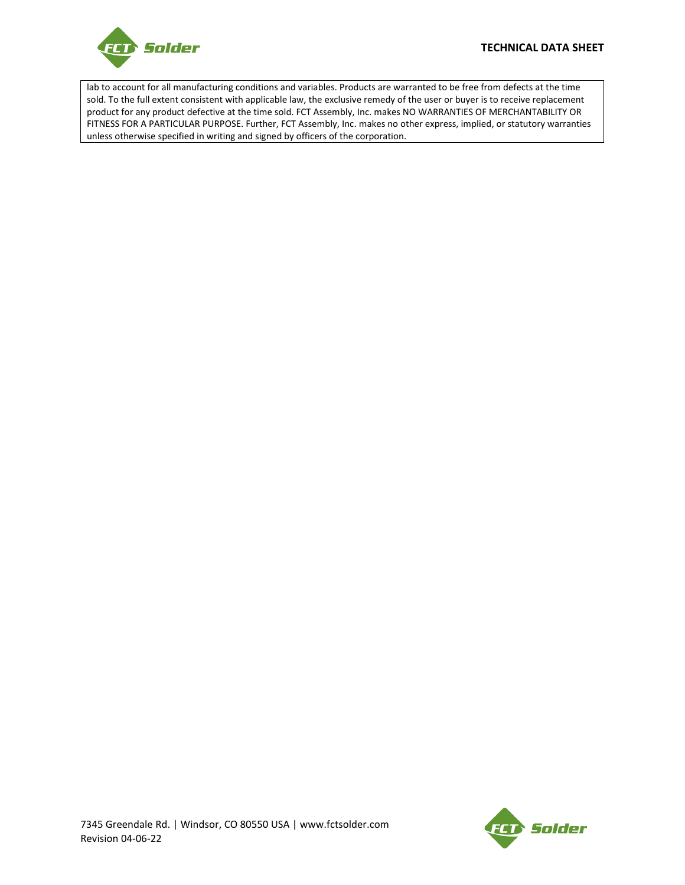lab to account for all manufacturing conditions and variables. Products are warranted to be free from defects at the time sold. To the full extent consistent with applicable law, the exclusive remedy of the user or buyer is to receive replacement product for any product defective at the time sold. FCT Assembly, Inc. makes NO WARRANTIES OF MERCHANTABILITY OR FITNESS FOR A PARTICULAR PURPOSE. Further, FCT Assembly, Inc. makes no other express, implied, or statutory warranties unless otherwise specified in writing and signed by officers of the corporation.